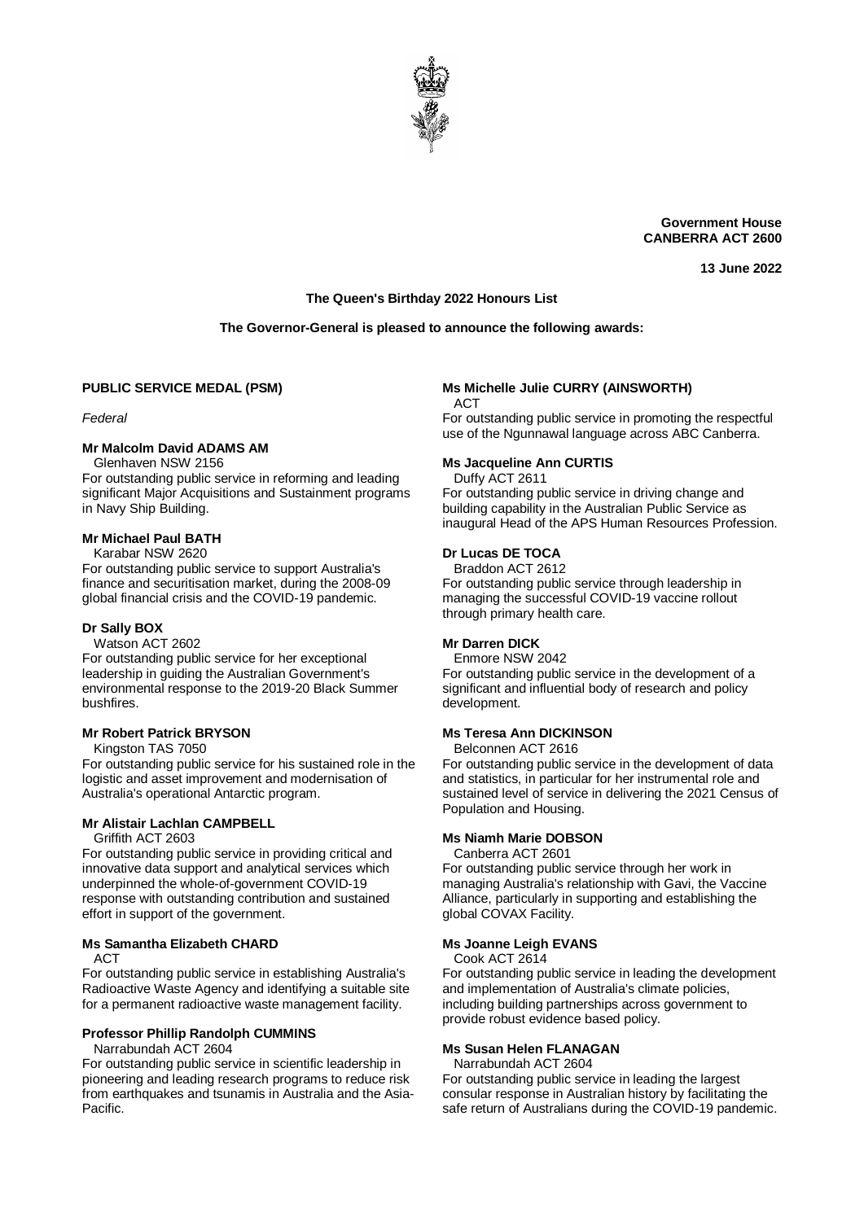**Government House**
**CANBERRA ACT 2600**

**13 June 2022**

**The Queen's Birthday 2022 Honours List**

**The Governor-General is pleased to announce the following awards:**

## PUBLIC SERVICE MEDAL (PSM)

*Federal*

**Mr Malcolm David ADAMS AM**
Glenhaven NSW 2156
For outstanding public service in reforming and leading significant Major Acquisitions and Sustainment programs in Navy Ship Building.

**Mr Michael Paul BATH**
Karabar NSW 2620
For outstanding public service to support Australia's finance and securitisation market, during the 2008-09 global financial crisis and the COVID-19 pandemic.

**Dr Sally BOX**
Watson ACT 2602
For outstanding public service for her exceptional leadership in guiding the Australian Government's environmental response to the 2019-20 Black Summer bushfires.

**Mr Robert Patrick BRYSON**
Kingston TAS 7050
For outstanding public service for his sustained role in the logistic and asset improvement and modernisation of Australia's operational Antarctic program.

**Mr Alistair Lachlan CAMPBELL**
Griffith ACT 2603
For outstanding public service in providing critical and innovative data support and analytical services which underpinned the whole-of-government COVID-19 response with outstanding contribution and sustained effort in support of the government.

**Ms Samantha Elizabeth CHARD**
ACT
For outstanding public service in establishing Australia's Radioactive Waste Agency and identifying a suitable site for a permanent radioactive waste management facility.

**Professor Phillip Randolph CUMMINS**
Narrabundah ACT 2604
For outstanding public service in scientific leadership in pioneering and leading research programs to reduce risk from earthquakes and tsunamis in Australia and the Asia-Pacific.

**Ms Michelle Julie CURRY (AINSWORTH)**
ACT
For outstanding public service in promoting the respectful use of the Ngunnawal language across ABC Canberra.

**Ms Jacqueline Ann CURTIS**
Duffy ACT 2611
For outstanding public service in driving change and building capability in the Australian Public Service as inaugural Head of the APS Human Resources Profession.

**Dr Lucas DE TOCA**
Braddon ACT 2612
For outstanding public service through leadership in managing the successful COVID-19 vaccine rollout through primary health care.

**Mr Darren DICK**
Enmore NSW 2042
For outstanding public service in the development of a significant and influential body of research and policy development.

**Ms Teresa Ann DICKINSON**
Belconnen ACT 2616
For outstanding public service in the development of data and statistics, in particular for her instrumental role and sustained level of service in delivering the 2021 Census of Population and Housing.

**Ms Niamh Marie DOBSON**
Canberra ACT 2601
For outstanding public service through her work in managing Australia's relationship with Gavi, the Vaccine Alliance, particularly in supporting and establishing the global COVAX Facility.

**Ms Joanne Leigh EVANS**
Cook ACT 2614
For outstanding public service in leading the development and implementation of Australia's climate policies, including building partnerships across government to provide robust evidence based policy.

**Ms Susan Helen FLANAGAN**
Narrabundah ACT 2604
For outstanding public service in leading the largest consular response in Australian history by facilitating the safe return of Australians during the COVID-19 pandemic.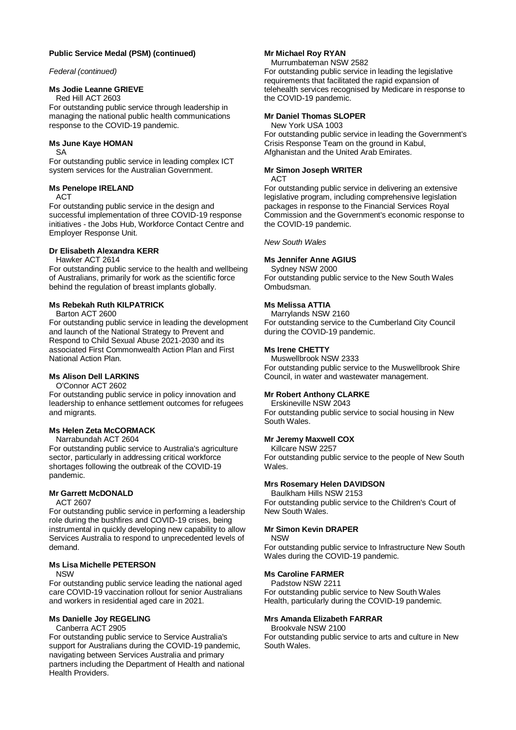**Public Service Medal (PSM) (continued)**

*Federal (continued)*

**Ms Jodie Leanne GRIEVE**
Red Hill ACT 2603
For outstanding public service through leadership in managing the national public health communications response to the COVID-19 pandemic.

**Ms June Kaye HOMAN**
SA
For outstanding public service in leading complex ICT system services for the Australian Government.

**Ms Penelope IRELAND**
ACT
For outstanding public service in the design and successful implementation of three COVID-19 response initiatives - the Jobs Hub, Workforce Contact Centre and Employer Response Unit.

**Dr Elisabeth Alexandra KERR**
Hawker ACT 2614
For outstanding public service to the health and wellbeing of Australians, primarily for work as the scientific force behind the regulation of breast implants globally.

**Ms Rebekah Ruth KILPATRICK**
Barton ACT 2600
For outstanding public service in leading the development and launch of the National Strategy to Prevent and Respond to Child Sexual Abuse 2021-2030 and its associated First Commonwealth Action Plan and First National Action Plan.

**Ms Alison Dell LARKINS**
O'Connor ACT 2602
For outstanding public service in policy innovation and leadership to enhance settlement outcomes for refugees and migrants.

**Ms Helen Zeta McCORMACK**
Narrabundah ACT 2604
For outstanding public service to Australia's agriculture sector, particularly in addressing critical workforce shortages following the outbreak of the COVID-19 pandemic.

**Mr Garrett McDONALD**
ACT 2607
For outstanding public service in performing a leadership role during the bushfires and COVID-19 crises, being instrumental in quickly developing new capability to allow Services Australia to respond to unprecedented levels of demand.

**Ms Lisa Michelle PETERSON**
NSW
For outstanding public service leading the national aged care COVID-19 vaccination rollout for senior Australians and workers in residential aged care in 2021.

**Ms Danielle Joy REGELING**
Canberra ACT 2905
For outstanding public service to Service Australia's support for Australians during the COVID-19 pandemic, navigating between Services Australia and primary partners including the Department of Health and national Health Providers.

**Mr Michael Roy RYAN**
Murrumbateman NSW 2582
For outstanding public service in leading the legislative requirements that facilitated the rapid expansion of telehealth services recognised by Medicare in response to the COVID-19 pandemic.

**Mr Daniel Thomas SLOPER**
New York USA 1003
For outstanding public service in leading the Government's Crisis Response Team on the ground in Kabul, Afghanistan and the United Arab Emirates.

**Mr Simon Joseph WRITER**
ACT
For outstanding public service in delivering an extensive legislative program, including comprehensive legislation packages in response to the Financial Services Royal Commission and the Government's economic response to the COVID-19 pandemic.

*New South Wales*

**Ms Jennifer Anne AGIUS**
Sydney NSW 2000
For outstanding public service to the New South Wales Ombudsman.

**Ms Melissa ATTIA**
Marrylands NSW 2160
For outstanding service to the Cumberland City Council during the COVID-19 pandemic.

**Ms Irene CHETTY**
Muswellbrook NSW 2333
For outstanding public service to the Muswellbrook Shire Council, in water and wastewater management.

**Mr Robert Anthony CLARKE**
Erskineville NSW 2043
For outstanding public service to social housing in New South Wales.

**Mr Jeremy Maxwell COX**
Killcare NSW 2257
For outstanding public service to the people of New South Wales.

**Mrs Rosemary Helen DAVIDSON**
Baulkham Hills NSW 2153
For outstanding public service to the Children's Court of New South Wales.

**Mr Simon Kevin DRAPER**
NSW
For outstanding public service to Infrastructure New South Wales during the COVID-19 pandemic.

**Ms Caroline FARMER**
Padstow NSW 2211
For outstanding public service to New South Wales Health, particularly during the COVID-19 pandemic.

**Mrs Amanda Elizabeth FARRAR**
Brookvale NSW 2100
For outstanding public service to arts and culture in New South Wales.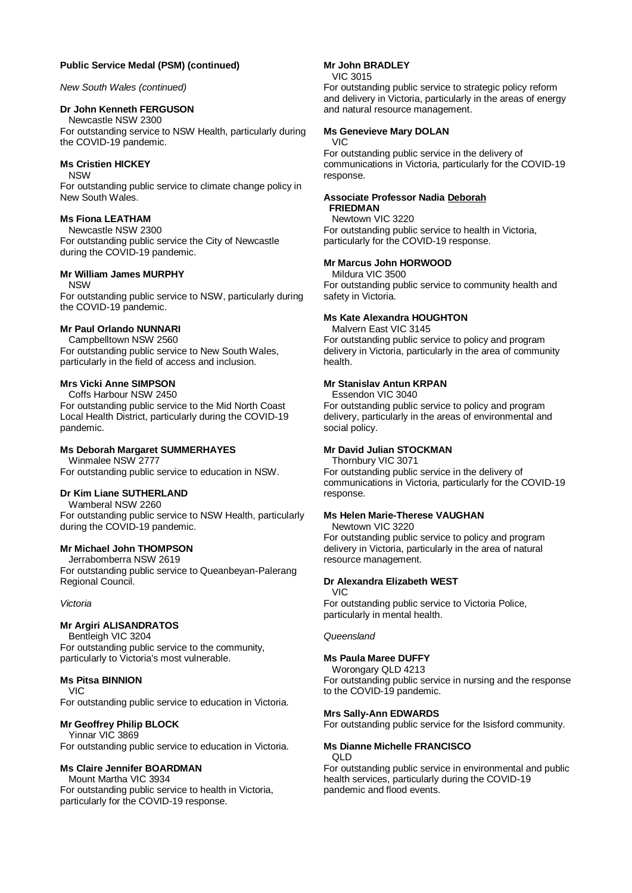**Public Service Medal (PSM) (continued)**

*New South Wales (continued)*

**Dr John Kenneth FERGUSON**
Newcastle NSW 2300
For outstanding service to NSW Health, particularly during the COVID-19 pandemic.

**Ms Cristien HICKEY**
NSW
For outstanding public service to climate change policy in New South Wales.

**Ms Fiona LEATHAM**
Newcastle NSW 2300
For outstanding public service the City of Newcastle during the COVID-19 pandemic.

**Mr William James MURPHY**
NSW
For outstanding public service to NSW, particularly during the COVID-19 pandemic.

**Mr Paul Orlando NUNNARI**
Campbelltown NSW 2560
For outstanding public service to New South Wales, particularly in the field of access and inclusion.

**Mrs Vicki Anne SIMPSON**
Coffs Harbour NSW 2450
For outstanding public service to the Mid North Coast Local Health District, particularly during the COVID-19 pandemic.

**Ms Deborah Margaret SUMMERHAYES**
Winmalee NSW 2777
For outstanding public service to education in NSW.

**Dr Kim Liane SUTHERLAND**
Wamberal NSW 2260
For outstanding public service to NSW Health, particularly during the COVID-19 pandemic.

**Mr Michael John THOMPSON**
Jerrabomberra NSW 2619
For outstanding public service to Queanbeyan-Palerang Regional Council.

*Victoria*

**Mr Argiri ALISANDRATOS**
Bentleigh VIC 3204
For outstanding public service to the community, particularly to Victoria's most vulnerable.

**Ms Pitsa BINNION**
VIC
For outstanding public service to education in Victoria.

**Mr Geoffrey Philip BLOCK**
Yinnar VIC 3869
For outstanding public service to education in Victoria.

**Ms Claire Jennifer BOARDMAN**
Mount Martha VIC 3934
For outstanding public service to health in Victoria, particularly for the COVID-19 response.

**Mr John BRADLEY**
VIC 3015
For outstanding public service to strategic policy reform and delivery in Victoria, particularly in the areas of energy and natural resource management.

**Ms Genevieve Mary DOLAN**
VIC
For outstanding public service in the delivery of communications in Victoria, particularly for the COVID-19 response.

**Associate Professor Nadia Deborah FRIEDMAN**
Newtown VIC 3220
For outstanding public service to health in Victoria, particularly for the COVID-19 response.

**Mr Marcus John HORWOOD**
Mildura VIC 3500
For outstanding public service to community health and safety in Victoria.

**Ms Kate Alexandra HOUGHTON**
Malvern East VIC 3145
For outstanding public service to policy and program delivery in Victoria, particularly in the area of community health.

**Mr Stanislav Antun KRPAN**
Essendon VIC 3040
For outstanding public service to policy and program delivery, particularly in the areas of environmental and social policy.

**Mr David Julian STOCKMAN**
Thornbury VIC 3071
For outstanding public service in the delivery of communications in Victoria, particularly for the COVID-19 response.

**Ms Helen Marie-Therese VAUGHAN**
Newtown VIC 3220
For outstanding public service to policy and program delivery in Victoria, particularly in the area of natural resource management.

**Dr Alexandra Elizabeth WEST**
VIC
For outstanding public service to Victoria Police, particularly in mental health.

*Queensland*

**Ms Paula Maree DUFFY**
Worongary QLD 4213
For outstanding public service in nursing and the response to the COVID-19 pandemic.

**Mrs Sally-Ann EDWARDS**
For outstanding public service for the Isisford community.

**Ms Dianne Michelle FRANCISCO**
QLD
For outstanding public service in environmental and public health services, particularly during the COVID-19 pandemic and flood events.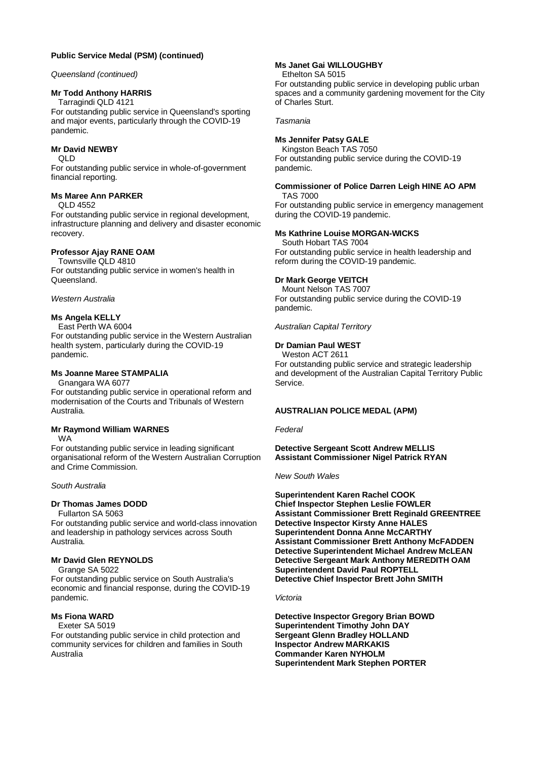**Public Service Medal (PSM) (continued)**

*Queensland (continued)*

**Mr Todd Anthony HARRIS**
Tarragindi QLD 4121
For outstanding public service in Queensland's sporting and major events, particularly through the COVID-19 pandemic.

**Mr David NEWBY**
QLD
For outstanding public service in whole-of-government financial reporting.

**Ms Maree Ann PARKER**
QLD 4552
For outstanding public service in regional development, infrastructure planning and delivery and disaster economic recovery.

**Professor Ajay RANE OAM**
Townsville QLD 4810
For outstanding public service in women's health in Queensland.

*Western Australia*

**Ms Angela KELLY**
East Perth WA 6004
For outstanding public service in the Western Australian health system, particularly during the COVID-19 pandemic.

**Ms Joanne Maree STAMPALIA**
Gnangara WA 6077
For outstanding public service in operational reform and modernisation of the Courts and Tribunals of Western Australia.

**Mr Raymond William WARNES**
WA
For outstanding public service in leading significant organisational reform of the Western Australian Corruption and Crime Commission.

*South Australia*

**Dr Thomas James DODD**
Fullarton SA 5063
For outstanding public service and world-class innovation and leadership in pathology services across South Australia.

**Mr David Glen REYNOLDS**
Grange SA 5022
For outstanding public service on South Australia's economic and financial response, during the COVID-19 pandemic.

**Ms Fiona WARD**
Exeter SA 5019
For outstanding public service in child protection and community services for children and families in South Australia

**Ms Janet Gai WILLOUGHBY**
Ethelton SA 5015
For outstanding public service in developing public urban spaces and a community gardening movement for the City of Charles Sturt.

*Tasmania*

**Ms Jennifer Patsy GALE**
Kingston Beach TAS 7050
For outstanding public service during the COVID-19 pandemic.

**Commissioner of Police Darren Leigh HINE AO APM**
TAS 7000
For outstanding public service in emergency management during the COVID-19 pandemic.

**Ms Kathrine Louise MORGAN-WICKS**
South Hobart TAS 7004
For outstanding public service in health leadership and reform during the COVID-19 pandemic.

**Dr Mark George VEITCH**
Mount Nelson TAS 7007
For outstanding public service during the COVID-19 pandemic.

*Australian Capital Territory*

**Dr Damian Paul WEST**
Weston ACT 2611
For outstanding public service and strategic leadership and development of the Australian Capital Territory Public Service.

**AUSTRALIAN POLICE MEDAL (APM)**

*Federal*

**Detective Sergeant Scott Andrew MELLIS**
**Assistant Commissioner Nigel Patrick RYAN**

*New South Wales*

**Superintendent Karen Rachel COOK**
**Chief Inspector Stephen Leslie FOWLER**
**Assistant Commissioner Brett Reginald GREENTREE**
**Detective Inspector Kirsty Anne HALES**
**Superintendent Donna Anne McCARTHY**
**Assistant Commissioner Brett Anthony McFADDEN**
**Detective Superintendent Michael Andrew McLEAN**
**Detective Sergeant Mark Anthony MEREDITH OAM**
**Superintendent David Paul ROPTELL**
**Detective Chief Inspector Brett John SMITH**

*Victoria*

**Detective Inspector Gregory Brian BOWD**
**Superintendent Timothy John DAY**
**Sergeant Glenn Bradley HOLLAND**
**Inspector Andrew MARKAKIS**
**Commander Karen NYHOLM**
**Superintendent Mark Stephen PORTER**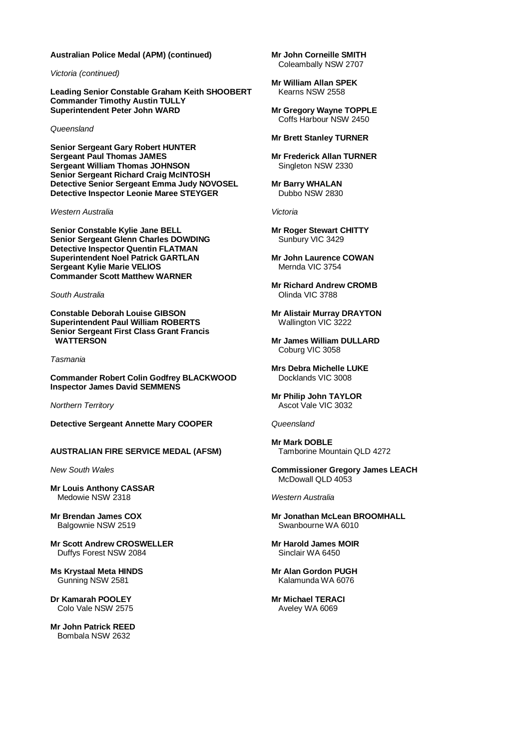**Australian Police Medal (APM) (continued)**

*Victoria (continued)*

**Leading Senior Constable Graham Keith SHOOBERT**
**Commander Timothy Austin TULLY**
**Superintendent Peter John WARD**

*Queensland*

**Senior Sergeant Gary Robert HUNTER**
**Sergeant Paul Thomas JAMES**
**Sergeant William Thomas JOHNSON**
**Senior Sergeant Richard Craig McINTOSH**
**Detective Senior Sergeant Emma Judy NOVOSEL**
**Detective Inspector Leonie Maree STEYGER**

*Western Australia*

**Senior Constable Kylie Jane BELL**
**Senior Sergeant Glenn Charles DOWDING**
**Detective Inspector Quentin FLATMAN**
**Superintendent Noel Patrick GARTLAN**
**Sergeant Kylie Marie VELIOS**
**Commander Scott Matthew WARNER**

*South Australia*

**Constable Deborah Louise GIBSON**
**Superintendent Paul William ROBERTS**
**Senior Sergeant First Class Grant Francis WATTERSON**

*Tasmania*

**Commander Robert Colin Godfrey BLACKWOOD**
**Inspector James David SEMMENS**

*Northern Territory*

**Detective Sergeant Annette Mary COOPER**

**AUSTRALIAN FIRE SERVICE MEDAL (AFSM)**

*New South Wales*

**Mr Louis Anthony CASSAR**
Medowie NSW 2318

**Mr Brendan James COX**
Balgownie NSW 2519

**Mr Scott Andrew CROSWELLER**
Duffys Forest NSW 2084

**Ms Krystaal Meta HINDS**
Gunning NSW 2581

**Dr Kamarah POOLEY**
Colo Vale NSW 2575

**Mr John Patrick REED**
Bombala NSW 2632

**Mr John Corneille SMITH**
Coleambally NSW 2707

**Mr William Allan SPEK**
Kearns NSW 2558

**Mr Gregory Wayne TOPPLE**
Coffs Harbour NSW 2450

**Mr Brett Stanley TURNER**

**Mr Frederick Allan TURNER**
Singleton NSW 2330

**Mr Barry WHALAN**
Dubbo NSW 2830

*Victoria*

**Mr Roger Stewart CHITTY**
Sunbury VIC 3429

**Mr John Laurence COWAN**
Mernda VIC 3754

**Mr Richard Andrew CROMB**
Olinda VIC 3788

**Mr Alistair Murray DRAYTON**
Wallington VIC 3222

**Mr James William DULLARD**
Coburg VIC 3058

**Mrs Debra Michelle LUKE**
Docklands VIC 3008

**Mr Philip John TAYLOR**
Ascot Vale VIC 3032

*Queensland*

**Mr Mark DOBLE**
Tamborine Mountain QLD 4272

**Commissioner Gregory James LEACH**
McDowall QLD 4053

*Western Australia*

**Mr Jonathan McLean BROOMHALL**
Swanbourne WA 6010

**Mr Harold James MOIR**
Sinclair WA 6450

**Mr Alan Gordon PUGH**
Kalamunda WA 6076

**Mr Michael TERACI**
Aveley WA 6069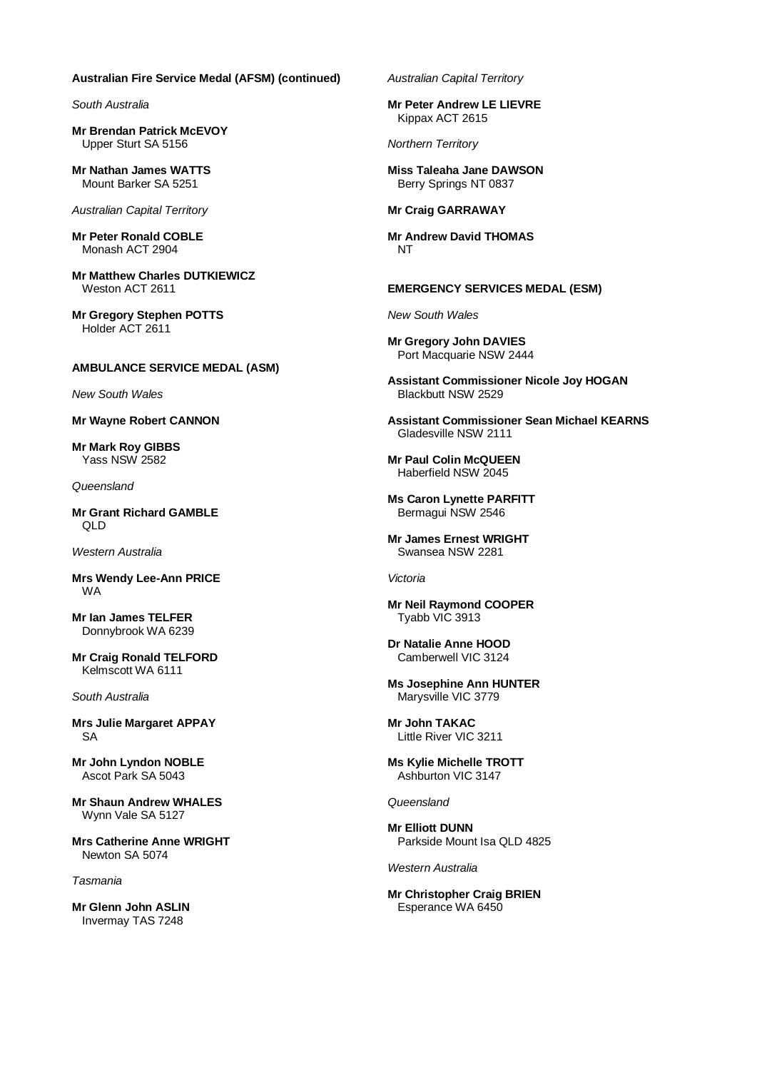**Australian Fire Service Medal (AFSM) (continued)**

*South Australia*

**Mr Brendan Patrick McEVOY**
Upper Sturt SA 5156

**Mr Nathan James WATTS**
Mount Barker SA 5251

*Australian Capital Territory*

**Mr Peter Ronald COBLE**
Monash ACT 2904

**Mr Matthew Charles DUTKIEWICZ**
Weston ACT 2611

**Mr Gregory Stephen POTTS**
Holder ACT 2611

**AMBULANCE SERVICE MEDAL (ASM)**

*New South Wales*

**Mr Wayne Robert CANNON**

**Mr Mark Roy GIBBS**
Yass NSW 2582

*Queensland*

**Mr Grant Richard GAMBLE**
QLD

*Western Australia*

**Mrs Wendy Lee-Ann PRICE**
WA

**Mr Ian James TELFER**
Donnybrook WA 6239

**Mr Craig Ronald TELFORD**
Kelmscott WA 6111

*South Australia*

**Mrs Julie Margaret APPAY**
SA

**Mr John Lyndon NOBLE**
Ascot Park SA 5043

**Mr Shaun Andrew WHALES**
Wynn Vale SA 5127

**Mrs Catherine Anne WRIGHT**
Newton SA 5074

*Tasmania*

**Mr Glenn John ASLIN**
Invermay TAS 7248

*Australian Capital Territory*

**Mr Peter Andrew LE LIEVRE**
Kippax ACT 2615

*Northern Territory*

**Miss Taleaha Jane DAWSON**
Berry Springs NT 0837

**Mr Craig GARRAWAY**

**Mr Andrew David THOMAS**
NT

**EMERGENCY SERVICES MEDAL (ESM)**

*New South Wales*

**Mr Gregory John DAVIES**
Port Macquarie NSW 2444

**Assistant Commissioner Nicole Joy HOGAN**
Blackbutt NSW 2529

**Assistant Commissioner Sean Michael KEARNS**
Gladesville NSW 2111

**Mr Paul Colin McQUEEN**
Haberfield NSW 2045

**Ms Caron Lynette PARFITT**
Bermagui NSW 2546

**Mr James Ernest WRIGHT**
Swansea NSW 2281

*Victoria*

**Mr Neil Raymond COOPER**
Tyabb VIC 3913

**Dr Natalie Anne HOOD**
Camberwell VIC 3124

**Ms Josephine Ann HUNTER**
Marysville VIC 3779

**Mr John TAKAC**
Little River VIC 3211

**Ms Kylie Michelle TROTT**
Ashburton VIC 3147

*Queensland*

**Mr Elliott DUNN**
Parkside Mount Isa QLD 4825

*Western Australia*

**Mr Christopher Craig BRIEN**
Esperance WA 6450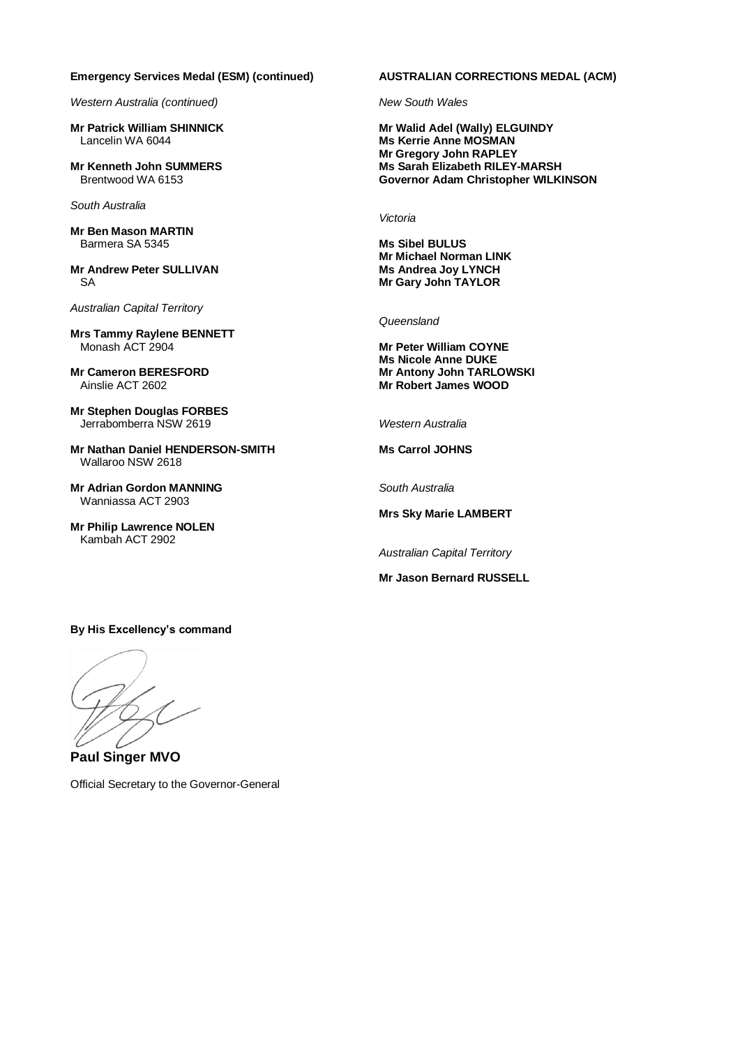**Emergency Services Medal (ESM) (continued)**

*Western Australia (continued)*

**Mr Patrick William SHINNICK**
Lancelin WA 6044

**Mr Kenneth John SUMMERS**
Brentwood WA 6153

*South Australia*

**Mr Ben Mason MARTIN**
Barmera SA 5345

**Mr Andrew Peter SULLIVAN**
SA

*Australian Capital Territory*

**Mrs Tammy Raylene BENNETT**
Monash ACT 2904

**Mr Cameron BERESFORD**
Ainslie ACT 2602

**Mr Stephen Douglas FORBES**
Jerrabomberra NSW 2619

**Mr Nathan Daniel HENDERSON-SMITH**
Wallaroo NSW 2618

**Mr Adrian Gordon MANNING**
Wanniassa ACT 2903

**Mr Philip Lawrence NOLEN**
Kambah ACT 2902

**AUSTRALIAN CORRECTIONS MEDAL (ACM)**

*New South Wales*

**Mr Walid Adel (Wally) ELGUINDY**
**Ms Kerrie Anne MOSMAN**
**Mr Gregory John RAPLEY**
**Ms Sarah Elizabeth RILEY-MARSH**
**Governor Adam Christopher WILKINSON**

*Victoria*

**Ms Sibel BULUS**
**Mr Michael Norman LINK**
**Ms Andrea Joy LYNCH**
**Mr Gary John TAYLOR**

*Queensland*

**Mr Peter William COYNE**
**Ms Nicole Anne DUKE**
**Mr Antony John TARLOWSKI**
**Mr Robert James WOOD**

*Western Australia*

**Ms Carrol JOHNS**

*South Australia*

**Mrs Sky Marie LAMBERT**

*Australian Capital Territory*

**Mr Jason Bernard RUSSELL**

**By His Excellency's command**

**Paul Singer MVO**

Official Secretary to the Governor-General